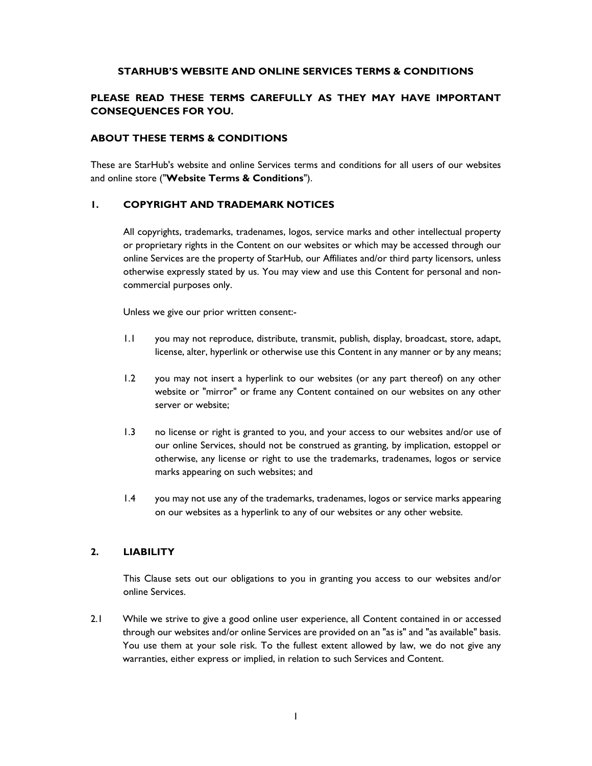# STARHUB'S WEBSITE AND ONLINE SERVICES TERMS & CONDITIONS

## PLEASE READ THESE TERMS CAREFULLY AS THEY MAY HAVE IMPORTANT CONSEQUENCES FOR YOU.

## ABOUT THESE TERMS & CONDITIONS

These are StarHub's website and online Services terms and conditions for all users of our websites and online store ("**Website Terms & Conditions**").

## 1. COPYRIGHT AND TRADEMARK NOTICES

All copyrights, trademarks, tradenames, logos, service marks and other intellectual property or proprietary rights in the Content on our websites or which may be accessed through our online Services are the property of StarHub, our Affiliates and/or third party licensors, unless otherwise expressly stated by us. You may view and use this Content for personal and non-commercial purposes only.

Unless we give our prior written consent:-

1.1 you may not reproduce, distribute, transmit, publish, display, broadcast, store, adapt, license, alter, hyperlink or otherwise use this Content in any manner or by any means;

1.2 you may not insert a hyperlink to our websites (or any part thereof) on any other website or "mirror" or frame any Content contained on our websites on any other server or website;

1.3 no license or right is granted to you, and your access to our websites and/or use of our online Services, should not be construed as granting, by implication, estoppel or otherwise, any license or right to use the trademarks, tradenames, logos or service marks appearing on such websites; and

1.4 you may not use any of the trademarks, tradenames, logos or service marks appearing on our websites as a hyperlink to any of our websites or any other website.

## 2. LIABILITY

This Clause sets out our obligations to you in granting you access to our websites and/or online Services.

2.1 While we strive to give a good online user experience, all Content contained in or accessed through our websites and/or online Services are provided on an "as is" and "as available" basis. You use them at your sole risk. To the fullest extent allowed by law, we do not give any warranties, either express or implied, in relation to such Services and Content.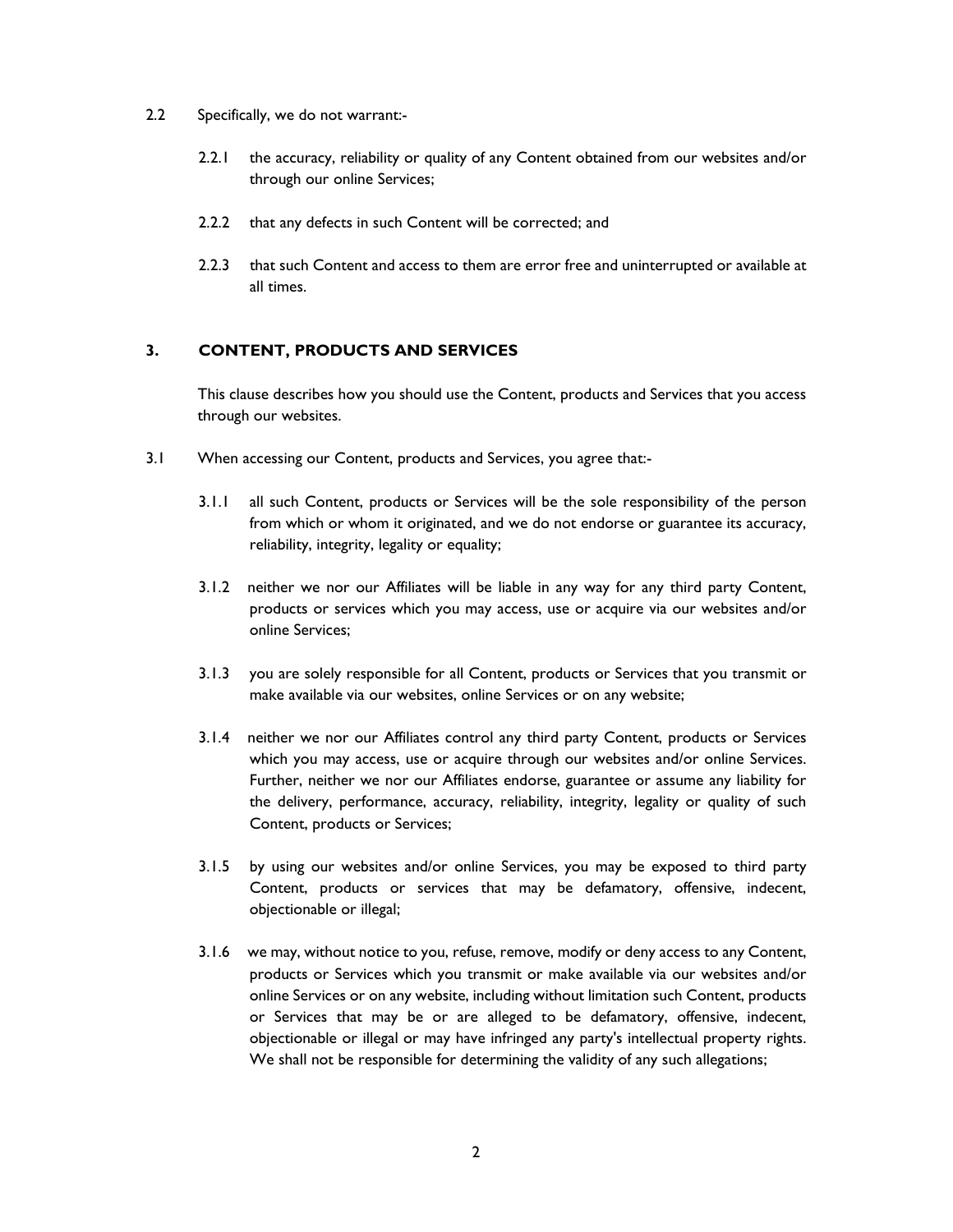2.2 Specifically, we do not warrant:-

2.2.1 the accuracy, reliability or quality of any Content obtained from our websites and/or through our online Services;

2.2.2 that any defects in such Content will be corrected; and

2.2.3 that such Content and access to them are error free and uninterrupted or available at all times.

## 3. CONTENT, PRODUCTS AND SERVICES

This clause describes how you should use the Content, products and Services that you access through our websites.

3.1 When accessing our Content, products and Services, you agree that:-

3.1.1 all such Content, products or Services will be the sole responsibility of the person from which or whom it originated, and we do not endorse or guarantee its accuracy, reliability, integrity, legality or equality;

3.1.2 neither we nor our Affiliates will be liable in any way for any third party Content, products or services which you may access, use or acquire via our websites and/or online Services;

3.1.3 you are solely responsible for all Content, products or Services that you transmit or make available via our websites, online Services or on any website;

3.1.4 neither we nor our Affiliates control any third party Content, products or Services which you may access, use or acquire through our websites and/or online Services. Further, neither we nor our Affiliates endorse, guarantee or assume any liability for the delivery, performance, accuracy, reliability, integrity, legality or quality of such Content, products or Services;

3.1.5 by using our websites and/or online Services, you may be exposed to third party Content, products or services that may be defamatory, offensive, indecent, objectionable or illegal;

3.1.6 we may, without notice to you, refuse, remove, modify or deny access to any Content, products or Services which you transmit or make available via our websites and/or online Services or on any website, including without limitation such Content, products or Services that may be or are alleged to be defamatory, offensive, indecent, objectionable or illegal or may have infringed any party's intellectual property rights. We shall not be responsible for determining the validity of any such allegations;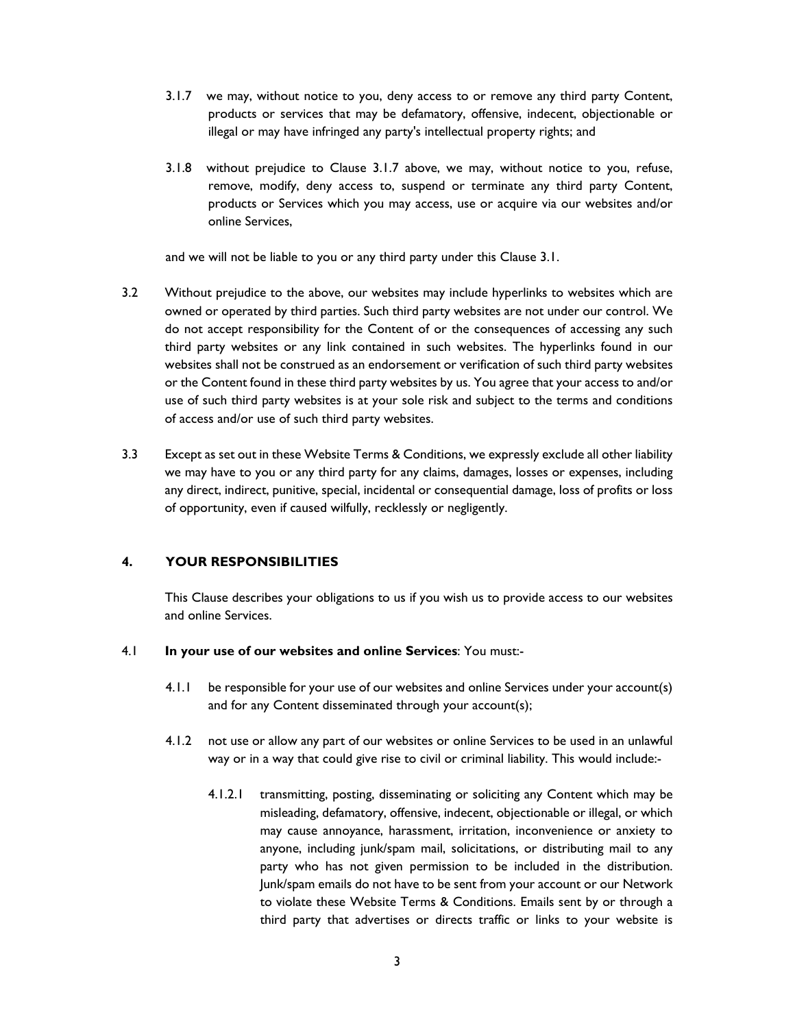3.1.7 we may, without notice to you, deny access to or remove any third party Content, products or services that may be defamatory, offensive, indecent, objectionable or illegal or may have infringed any party's intellectual property rights; and

3.1.8 without prejudice to Clause 3.1.7 above, we may, without notice to you, refuse, remove, modify, deny access to, suspend or terminate any third party Content, products or Services which you may access, use or acquire via our websites and/or online Services,

and we will not be liable to you or any third party under this Clause 3.1.

3.2 Without prejudice to the above, our websites may include hyperlinks to websites which are owned or operated by third parties. Such third party websites are not under our control. We do not accept responsibility for the Content of or the consequences of accessing any such third party websites or any link contained in such websites. The hyperlinks found in our websites shall not be construed as an endorsement or verification of such third party websites or the Content found in these third party websites by us. You agree that your access to and/or use of such third party websites is at your sole risk and subject to the terms and conditions of access and/or use of such third party websites.

3.3 Except as set out in these Website Terms & Conditions, we expressly exclude all other liability we may have to you or any third party for any claims, damages, losses or expenses, including any direct, indirect, punitive, special, incidental or consequential damage, loss of profits or loss of opportunity, even if caused wilfully, recklessly or negligently.

## 4. YOUR RESPONSIBILITIES

This Clause describes your obligations to us if you wish us to provide access to our websites and online Services.

4.1 **In your use of our websites and online Services**: You must:-

4.1.1 be responsible for your use of our websites and online Services under your account(s) and for any Content disseminated through your account(s);

4.1.2 not use or allow any part of our websites or online Services to be used in an unlawful way or in a way that could give rise to civil or criminal liability. This would include:-

4.1.2.1 transmitting, posting, disseminating or soliciting any Content which may be misleading, defamatory, offensive, indecent, objectionable or illegal, or which may cause annoyance, harassment, irritation, inconvenience or anxiety to anyone, including junk/spam mail, solicitations, or distributing mail to any party who has not given permission to be included in the distribution. Junk/spam emails do not have to be sent from your account or our Network to violate these Website Terms & Conditions. Emails sent by or through a third party that advertises or directs traffic or links to your website is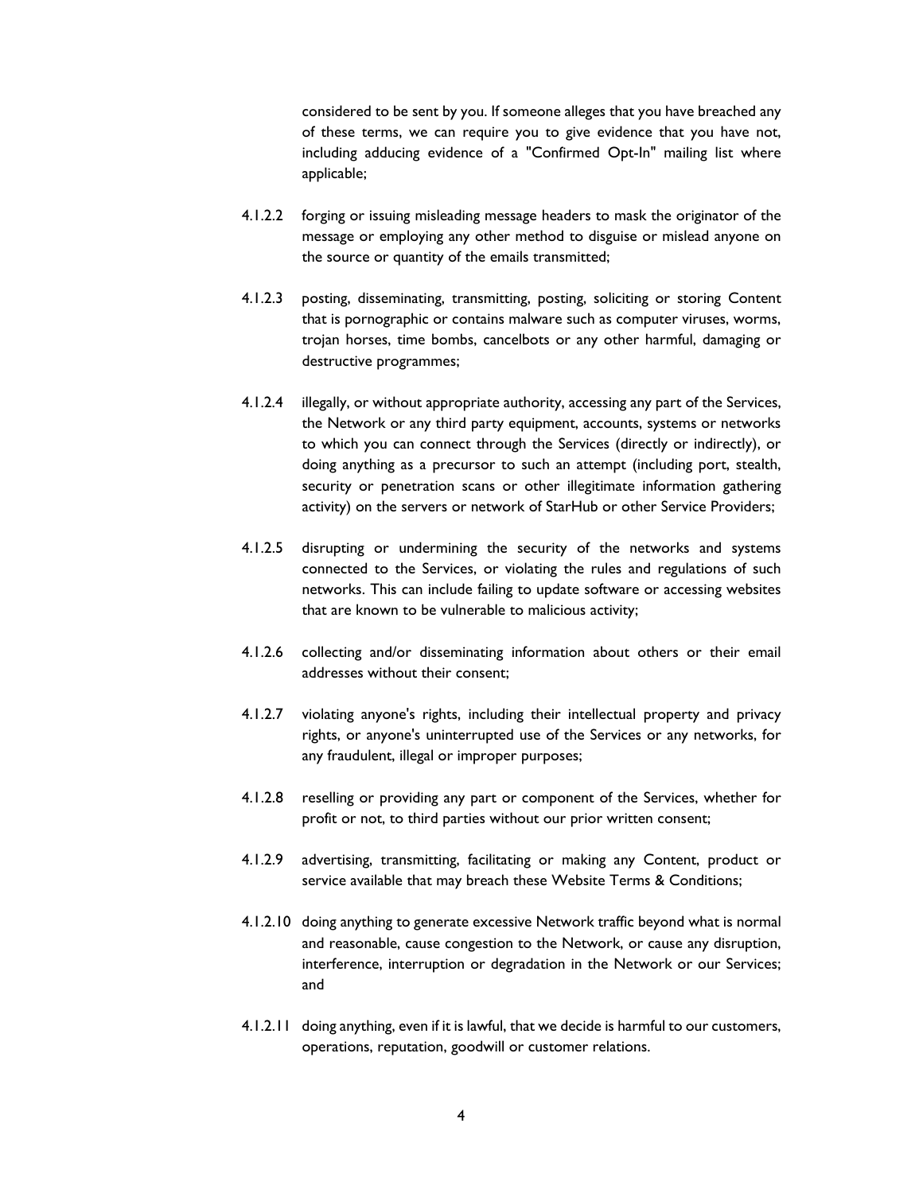considered to be sent by you. If someone alleges that you have breached any of these terms, we can require you to give evidence that you have not, including adducing evidence of a "Confirmed Opt-In" mailing list where applicable;

4.1.2.2 forging or issuing misleading message headers to mask the originator of the message or employing any other method to disguise or mislead anyone on the source or quantity of the emails transmitted;

4.1.2.3 posting, disseminating, transmitting, posting, soliciting or storing Content that is pornographic or contains malware such as computer viruses, worms, trojan horses, time bombs, cancelbots or any other harmful, damaging or destructive programmes;

4.1.2.4 illegally, or without appropriate authority, accessing any part of the Services, the Network or any third party equipment, accounts, systems or networks to which you can connect through the Services (directly or indirectly), or doing anything as a precursor to such an attempt (including port, stealth, security or penetration scans or other illegitimate information gathering activity) on the servers or network of StarHub or other Service Providers;

4.1.2.5 disrupting or undermining the security of the networks and systems connected to the Services, or violating the rules and regulations of such networks. This can include failing to update software or accessing websites that are known to be vulnerable to malicious activity;

4.1.2.6 collecting and/or disseminating information about others or their email addresses without their consent;

4.1.2.7 violating anyone's rights, including their intellectual property and privacy rights, or anyone's uninterrupted use of the Services or any networks, for any fraudulent, illegal or improper purposes;

4.1.2.8 reselling or providing any part or component of the Services, whether for profit or not, to third parties without our prior written consent;

4.1.2.9 advertising, transmitting, facilitating or making any Content, product or service available that may breach these Website Terms & Conditions;

4.1.2.10 doing anything to generate excessive Network traffic beyond what is normal and reasonable, cause congestion to the Network, or cause any disruption, interference, interruption or degradation in the Network or our Services; and

4.1.2.11 doing anything, even if it is lawful, that we decide is harmful to our customers, operations, reputation, goodwill or customer relations.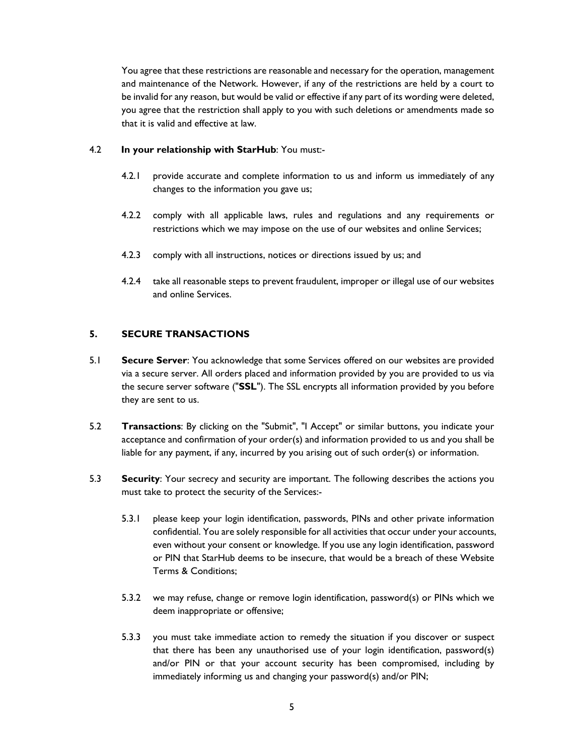You agree that these restrictions are reasonable and necessary for the operation, management and maintenance of the Network. However, if any of the restrictions are held by a court to be invalid for any reason, but would be valid or effective if any part of its wording were deleted, you agree that the restriction shall apply to you with such deletions or amendments made so that it is valid and effective at law.

4.2 **In your relationship with StarHub**: You must:-

4.2.1 provide accurate and complete information to us and inform us immediately of any changes to the information you gave us;

4.2.2 comply with all applicable laws, rules and regulations and any requirements or restrictions which we may impose on the use of our websites and online Services;

4.2.3 comply with all instructions, notices or directions issued by us; and

4.2.4 take all reasonable steps to prevent fraudulent, improper or illegal use of our websites and online Services.

## 5. SECURE TRANSACTIONS

5.1 **Secure Server**: You acknowledge that some Services offered on our websites are provided via a secure server. All orders placed and information provided by you are provided to us via the secure server software ("**SSL**"). The SSL encrypts all information provided by you before they are sent to us.

5.2 **Transactions**: By clicking on the "Submit", "I Accept" or similar buttons, you indicate your acceptance and confirmation of your order(s) and information provided to us and you shall be liable for any payment, if any, incurred by you arising out of such order(s) or information.

5.3 **Security**: Your secrecy and security are important. The following describes the actions you must take to protect the security of the Services:-

5.3.1 please keep your login identification, passwords, PINs and other private information confidential. You are solely responsible for all activities that occur under your accounts, even without your consent or knowledge. If you use any login identification, password or PIN that StarHub deems to be insecure, that would be a breach of these Website Terms & Conditions;

5.3.2 we may refuse, change or remove login identification, password(s) or PINs which we deem inappropriate or offensive;

5.3.3 you must take immediate action to remedy the situation if you discover or suspect that there has been any unauthorised use of your login identification, password(s) and/or PIN or that your account security has been compromised, including by immediately informing us and changing your password(s) and/or PIN;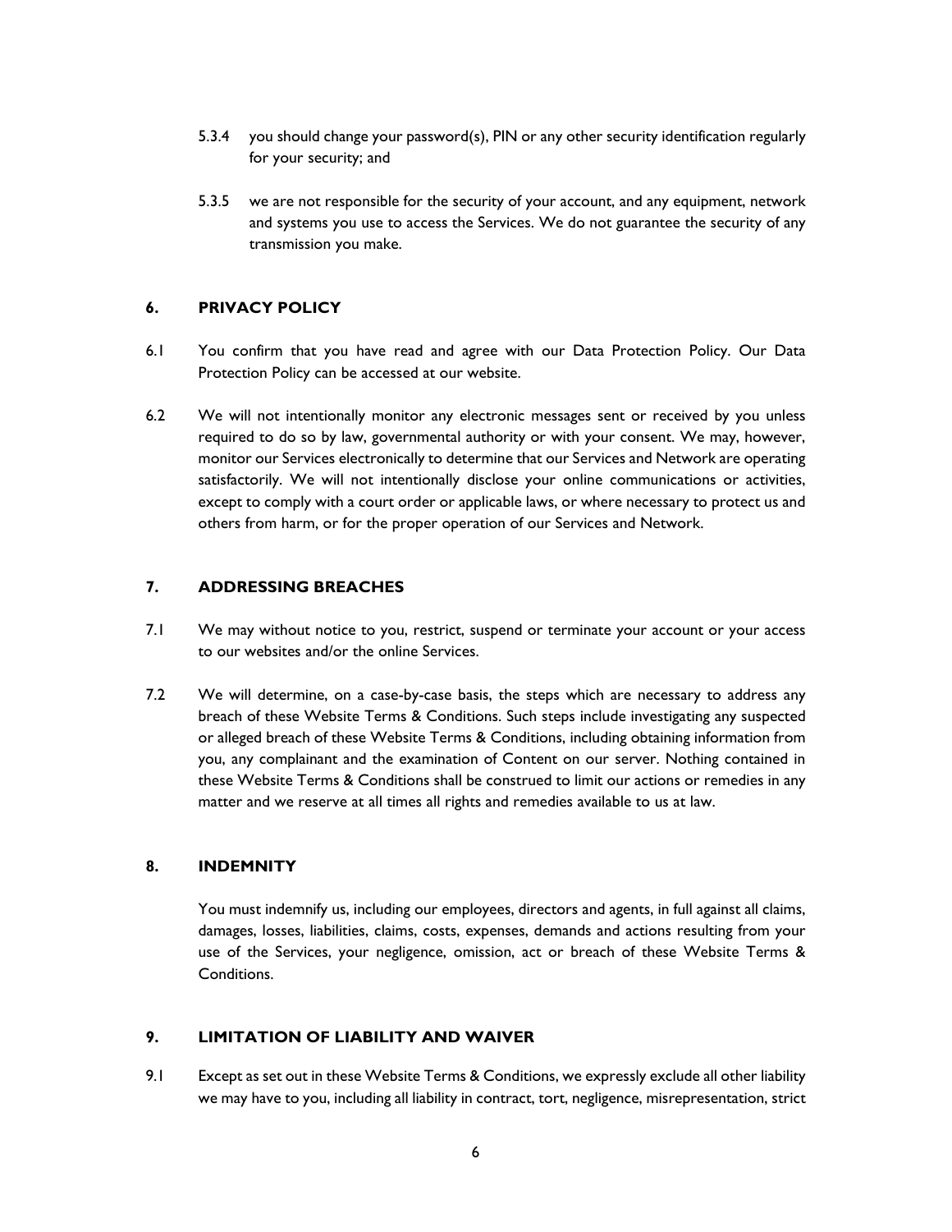5.3.4 you should change your password(s), PIN or any other security identification regularly for your security; and

5.3.5 we are not responsible for the security of your account, and any equipment, network and systems you use to access the Services. We do not guarantee the security of any transmission you make.

## 6. PRIVACY POLICY

6.1 You confirm that you have read and agree with our Data Protection Policy. Our Data Protection Policy can be accessed at our website.

6.2 We will not intentionally monitor any electronic messages sent or received by you unless required to do so by law, governmental authority or with your consent. We may, however, monitor our Services electronically to determine that our Services and Network are operating satisfactorily. We will not intentionally disclose your online communications or activities, except to comply with a court order or applicable laws, or where necessary to protect us and others from harm, or for the proper operation of our Services and Network.

## 7. ADDRESSING BREACHES

7.1 We may without notice to you, restrict, suspend or terminate your account or your access to our websites and/or the online Services.

7.2 We will determine, on a case-by-case basis, the steps which are necessary to address any breach of these Website Terms & Conditions. Such steps include investigating any suspected or alleged breach of these Website Terms & Conditions, including obtaining information from you, any complainant and the examination of Content on our server. Nothing contained in these Website Terms & Conditions shall be construed to limit our actions or remedies in any matter and we reserve at all times all rights and remedies available to us at law.

## 8. INDEMNITY

You must indemnify us, including our employees, directors and agents, in full against all claims, damages, losses, liabilities, claims, costs, expenses, demands and actions resulting from your use of the Services, your negligence, omission, act or breach of these Website Terms & Conditions.

## 9. LIMITATION OF LIABILITY AND WAIVER

9.1 Except as set out in these Website Terms & Conditions, we expressly exclude all other liability we may have to you, including all liability in contract, tort, negligence, misrepresentation, strict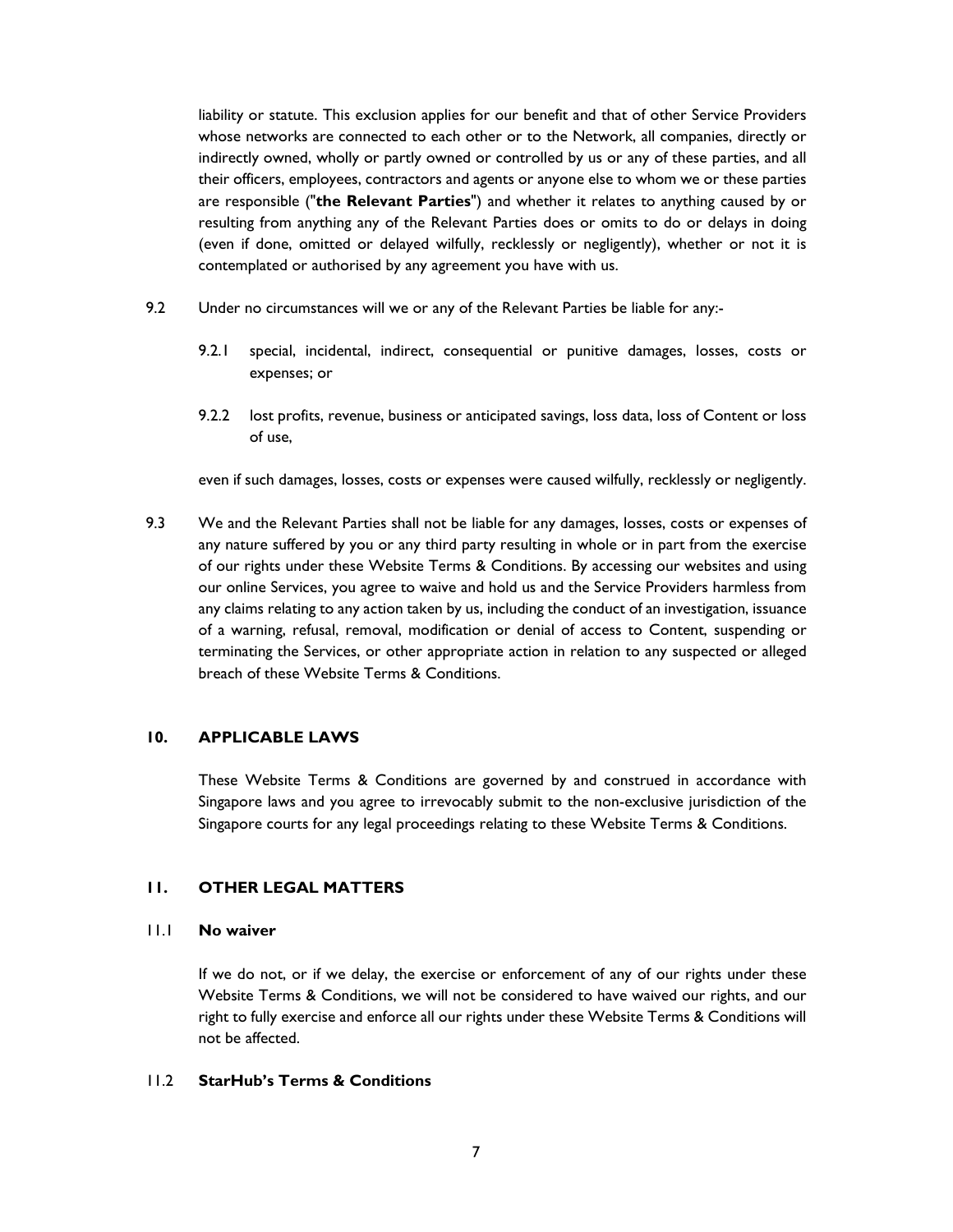liability or statute. This exclusion applies for our benefit and that of other Service Providers whose networks are connected to each other or to the Network, all companies, directly or indirectly owned, wholly or partly owned or controlled by us or any of these parties, and all their officers, employees, contractors and agents or anyone else to whom we or these parties are responsible ("**the Relevant Parties**") and whether it relates to anything caused by or resulting from anything any of the Relevant Parties does or omits to do or delays in doing (even if done, omitted or delayed wilfully, recklessly or negligently), whether or not it is contemplated or authorised by any agreement you have with us.

9.2 Under no circumstances will we or any of the Relevant Parties be liable for any:-

9.2.1 special, incidental, indirect, consequential or punitive damages, losses, costs or expenses; or

9.2.2 lost profits, revenue, business or anticipated savings, loss data, loss of Content or loss of use,

even if such damages, losses, costs or expenses were caused wilfully, recklessly or negligently.

9.3 We and the Relevant Parties shall not be liable for any damages, losses, costs or expenses of any nature suffered by you or any third party resulting in whole or in part from the exercise of our rights under these Website Terms & Conditions. By accessing our websites and using our online Services, you agree to waive and hold us and the Service Providers harmless from any claims relating to any action taken by us, including the conduct of an investigation, issuance of a warning, refusal, removal, modification or denial of access to Content, suspending or terminating the Services, or other appropriate action in relation to any suspected or alleged breach of these Website Terms & Conditions.

## 10. APPLICABLE LAWS

These Website Terms & Conditions are governed by and construed in accordance with Singapore laws and you agree to irrevocably submit to the non-exclusive jurisdiction of the Singapore courts for any legal proceedings relating to these Website Terms & Conditions.

## 11. OTHER LEGAL MATTERS

### 11.1 No waiver

If we do not, or if we delay, the exercise or enforcement of any of our rights under these Website Terms & Conditions, we will not be considered to have waived our rights, and our right to fully exercise and enforce all our rights under these Website Terms & Conditions will not be affected.

### 11.2 StarHub's Terms & Conditions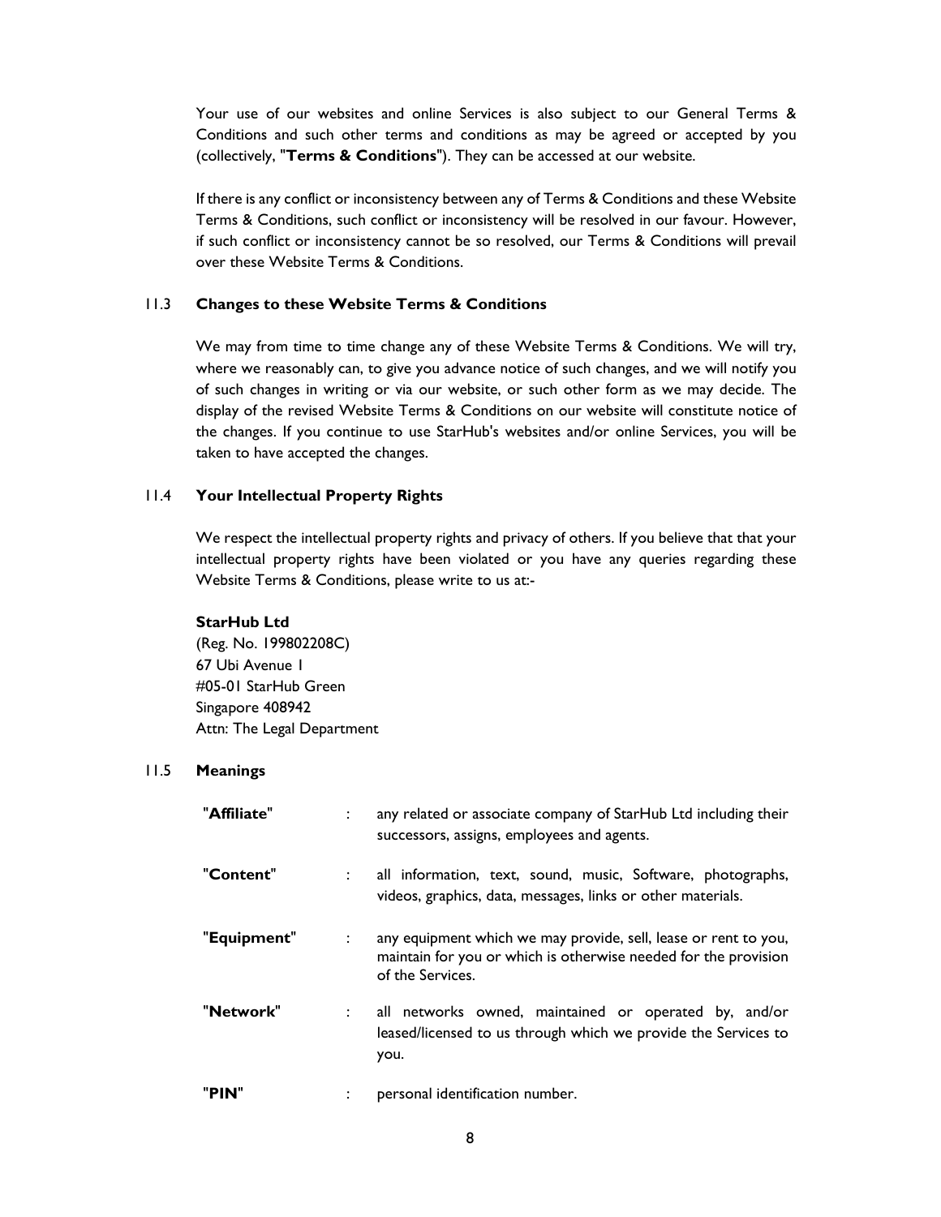Your use of our websites and online Services is also subject to our General Terms & Conditions and such other terms and conditions as may be agreed or accepted by you (collectively, "**Terms & Conditions**"). They can be accessed at our website.

If there is any conflict or inconsistency between any of Terms & Conditions and these Website Terms & Conditions, such conflict or inconsistency will be resolved in our favour. However, if such conflict or inconsistency cannot be so resolved, our Terms & Conditions will prevail over these Website Terms & Conditions.

### 11.3 Changes to these Website Terms & Conditions

We may from time to time change any of these Website Terms & Conditions. We will try, where we reasonably can, to give you advance notice of such changes, and we will notify you of such changes in writing or via our website, or such other form as we may decide. The display of the revised Website Terms & Conditions on our website will constitute notice of the changes. If you continue to use StarHub's websites and/or online Services, you will be taken to have accepted the changes.

### 11.4 Your Intellectual Property Rights

We respect the intellectual property rights and privacy of others. If you believe that that your intellectual property rights have been violated or you have any queries regarding these Website Terms & Conditions, please write to us at:-

**StarHub Ltd**
(Reg. No. 199802208C)
67 Ubi Avenue 1
#05-01 StarHub Green
Singapore 408942
Attn: The Legal Department

### 11.5 Meanings

| | | |
|---|---|---|
| "**Affiliate**" | : | any related or associate company of StarHub Ltd including their successors, assigns, employees and agents. |
| "**Content**" | : | all information, text, sound, music, Software, photographs, videos, graphics, data, messages, links or other materials. |
| "**Equipment**" | : | any equipment which we may provide, sell, lease or rent to you, maintain for you or which is otherwise needed for the provision of the Services. |
| "**Network**" | : | all networks owned, maintained or operated by, and/or leased/licensed to us through which we provide the Services to you. |
| "**PIN**" | : | personal identification number. |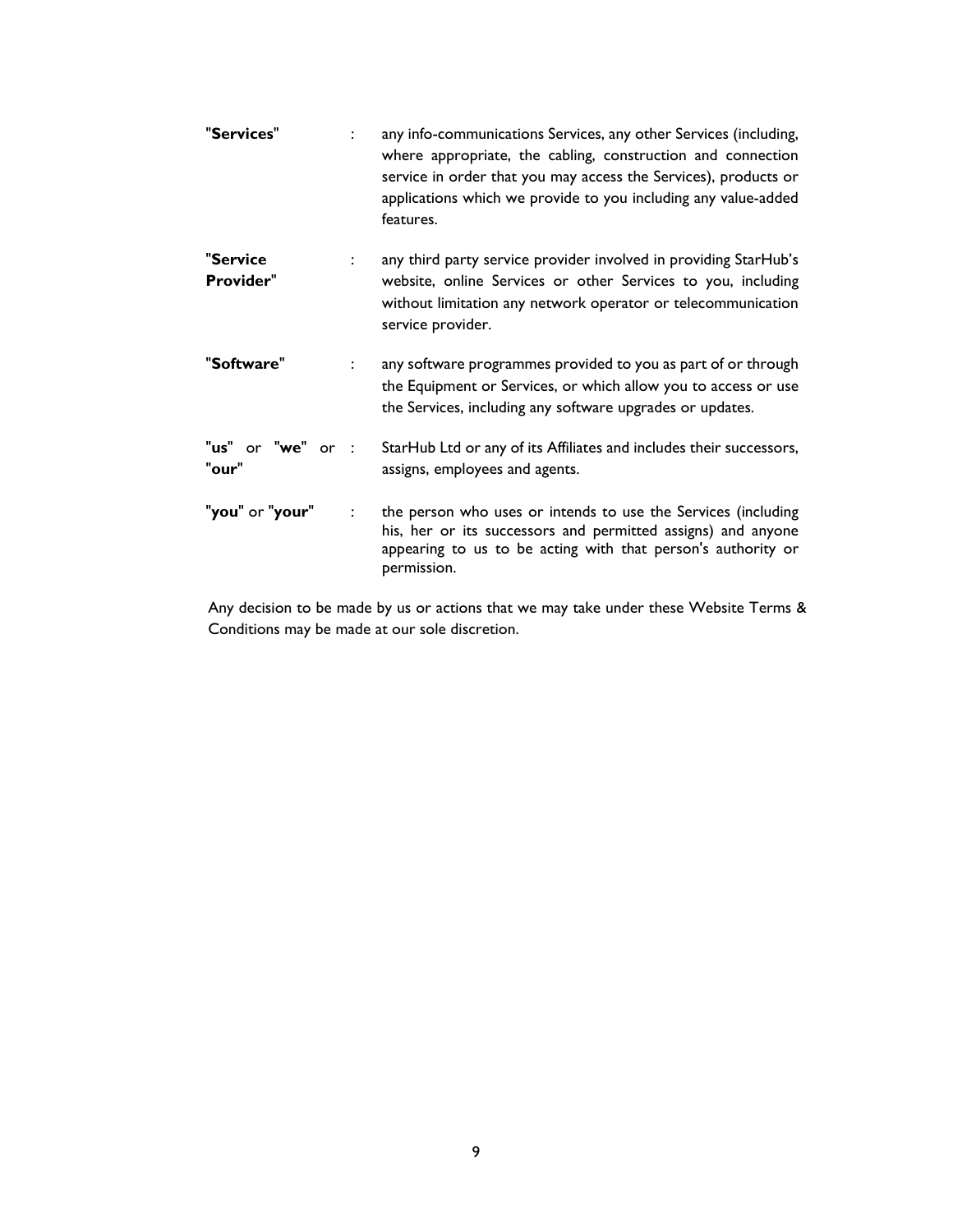| | | |
|---|---|---|
| "**Services**" | : | any info-communications Services, any other Services (including, where appropriate, the cabling, construction and connection service in order that you may access the Services), products or applications which we provide to you including any value-added features. |
| "**Service Provider**" | : | any third party service provider involved in providing StarHub's website, online Services or other Services to you, including without limitation any network operator or telecommunication service provider. |
| "**Software**" | : | any software programmes provided to you as part of or through the Equipment or Services, or which allow you to access or use the Services, including any software upgrades or updates. |
| "**us**" or "**we**" or "**our**" | : | StarHub Ltd or any of its Affiliates and includes their successors, assigns, employees and agents. |
| "**you**" or "**your**" | : | the person who uses or intends to use the Services (including his, her or its successors and permitted assigns) and anyone appearing to us to be acting with that person's authority or permission. |

Any decision to be made by us or actions that we may take under these Website Terms & Conditions may be made at our sole discretion.